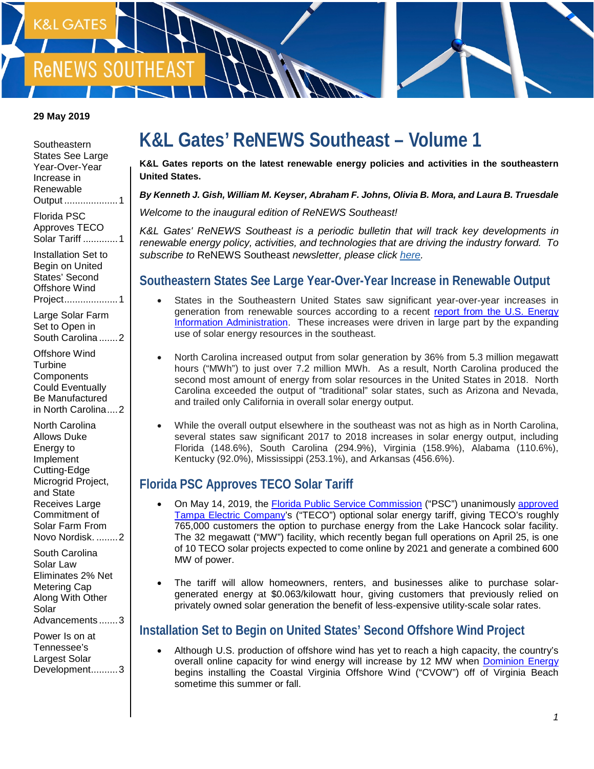K&L GATES

ReNEWS SOUTHEAST

**29 May 2019**

Southeastern States See Large Year-Over-Year Increase in Renewable Output .................... 1

Florida PSC Approves TECO Solar Tariff ............. 1

Installation Set to Begin on United States' Second Offshore Wind Project.................... 1

Large Solar Farm Set to Open in South Carolina ....... 2

Offshore Wind Turbine Components Could Eventually Be Manufactured in North Carolina.... 2

North Carolina Allows Duke Energy to Implement Cutting-Edge Microgrid Project, and State Receives Large Commitment of Solar Farm From Novo Nordisk. ........ 2

South Carolina Solar Law Eliminates 2% Net Metering Cap Along With Other Solar Advancements ....... 3

Power Is on at Tennessee's Largest Solar Development.......... 3

# K&L Gates' ReNEWS Southeast – Volume 1

**K&L Gates reports on the latest renewable energy policies and activities in the southeastern United States.**

***By Kenneth J. Gish, William M. Keyser, Abraham F. Johns, Olivia B. Mora, and Laura B. Truesdale***

*Welcome to the inaugural edition of ReNEWS Southeast!*

*K&L Gates' ReNEWS Southeast is a periodic bulletin that will track key developments in renewable energy policy, activities, and technologies that are driving the industry forward. To subscribe to* ReNEWS Southeast *newsletter, please click [here](#).*

## Southeastern States See Large Year-Over-Year Increase in Renewable Output

- States in the Southeastern United States saw significant year-over-year increases in generation from renewable sources according to a recent [report from the U.S. Energy Information Administration](#). These increases were driven in large part by the expanding use of solar energy resources in the southeast.
- North Carolina increased output from solar generation by 36% from 5.3 million megawatt hours ("MWh") to just over 7.2 million MWh. As a result, North Carolina produced the second most amount of energy from solar resources in the United States in 2018. North Carolina exceeded the output of "traditional" solar states, such as Arizona and Nevada, and trailed only California in overall solar energy output.
- While the overall output elsewhere in the southeast was not as high as in North Carolina, several states saw significant 2017 to 2018 increases in solar energy output, including Florida (148.6%), South Carolina (294.9%), Virginia (158.9%), Alabama (110.6%), Kentucky (92.0%), Mississippi (253.1%), and Arkansas (456.6%).

## Florida PSC Approves TECO Solar Tariff

- On May 14, 2019, the [Florida Public Service Commission](#) ("PSC") unanimously [approved](#) [Tampa Electric Company](#)'s ("TECO") optional solar energy tariff, giving TECO's roughly 765,000 customers the option to purchase energy from the Lake Hancock solar facility. The 32 megawatt ("MW") facility, which recently began full operations on April 25, is one of 10 TECO solar projects expected to come online by 2021 and generate a combined 600 MW of power.
- The tariff will allow homeowners, renters, and businesses alike to purchase solar-generated energy at $0.063/kilowatt hour, giving customers that previously relied on privately owned solar generation the benefit of less-expensive utility-scale solar rates.

## Installation Set to Begin on United States' Second Offshore Wind Project

- Although U.S. production of offshore wind has yet to reach a high capacity, the country's overall online capacity for wind energy will increase by 12 MW when [Dominion Energy](#) begins installing the Coastal Virginia Offshore Wind ("CVOW") off of Virginia Beach sometime this summer or fall.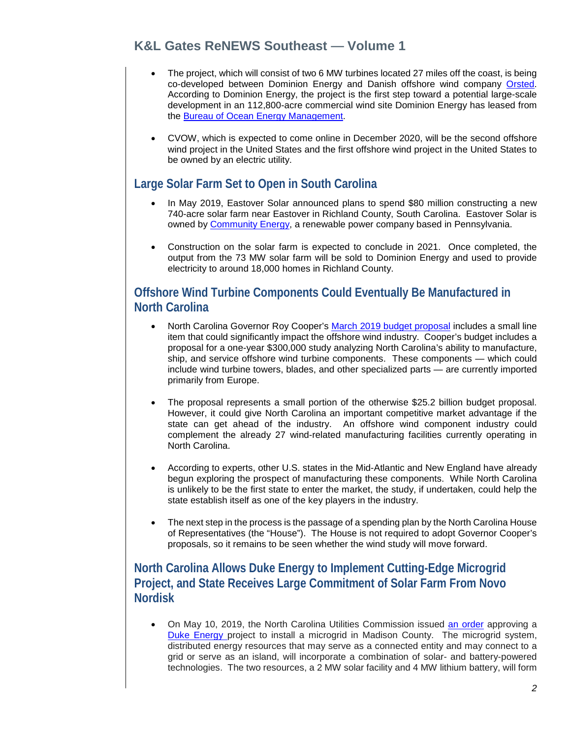- The project, which will consist of two 6 MW turbines located 27 miles off the coast, is being co-developed between Dominion Energy and Danish offshore wind company Orsted. According to Dominion Energy, the project is the first step toward a potential large-scale development in an 112,800-acre commercial wind site Dominion Energy has leased from the Bureau of Ocean Energy Management.

- CVOW, which is expected to come online in December 2020, will be the second offshore wind project in the United States and the first offshore wind project in the United States to be owned by an electric utility.

## Large Solar Farm Set to Open in South Carolina

- In May 2019, Eastover Solar announced plans to spend $80 million constructing a new 740-acre solar farm near Eastover in Richland County, South Carolina. Eastover Solar is owned by Community Energy, a renewable power company based in Pennsylvania.

- Construction on the solar farm is expected to conclude in 2021. Once completed, the output from the 73 MW solar farm will be sold to Dominion Energy and used to provide electricity to around 18,000 homes in Richland County.

## Offshore Wind Turbine Components Could Eventually Be Manufactured in North Carolina

- North Carolina Governor Roy Cooper's March 2019 budget proposal includes a small line item that could significantly impact the offshore wind industry. Cooper's budget includes a proposal for a one-year $300,000 study analyzing North Carolina's ability to manufacture, ship, and service offshore wind turbine components. These components — which could include wind turbine towers, blades, and other specialized parts — are currently imported primarily from Europe.

- The proposal represents a small portion of the otherwise $25.2 billion budget proposal. However, it could give North Carolina an important competitive market advantage if the state can get ahead of the industry. An offshore wind component industry could complement the already 27 wind-related manufacturing facilities currently operating in North Carolina.

- According to experts, other U.S. states in the Mid-Atlantic and New England have already begun exploring the prospect of manufacturing these components. While North Carolina is unlikely to be the first state to enter the market, the study, if undertaken, could help the state establish itself as one of the key players in the industry.

- The next step in the process is the passage of a spending plan by the North Carolina House of Representatives (the "House"). The House is not required to adopt Governor Cooper's proposals, so it remains to be seen whether the wind study will move forward.

## North Carolina Allows Duke Energy to Implement Cutting-Edge Microgrid Project, and State Receives Large Commitment of Solar Farm From Novo Nordisk

- On May 10, 2019, the North Carolina Utilities Commission issued an order approving a Duke Energy project to install a microgrid in Madison County. The microgrid system, distributed energy resources that may serve as a connected entity and may connect to a grid or serve as an island, will incorporate a combination of solar- and battery-powered technologies. The two resources, a 2 MW solar facility and 4 MW lithium battery, will form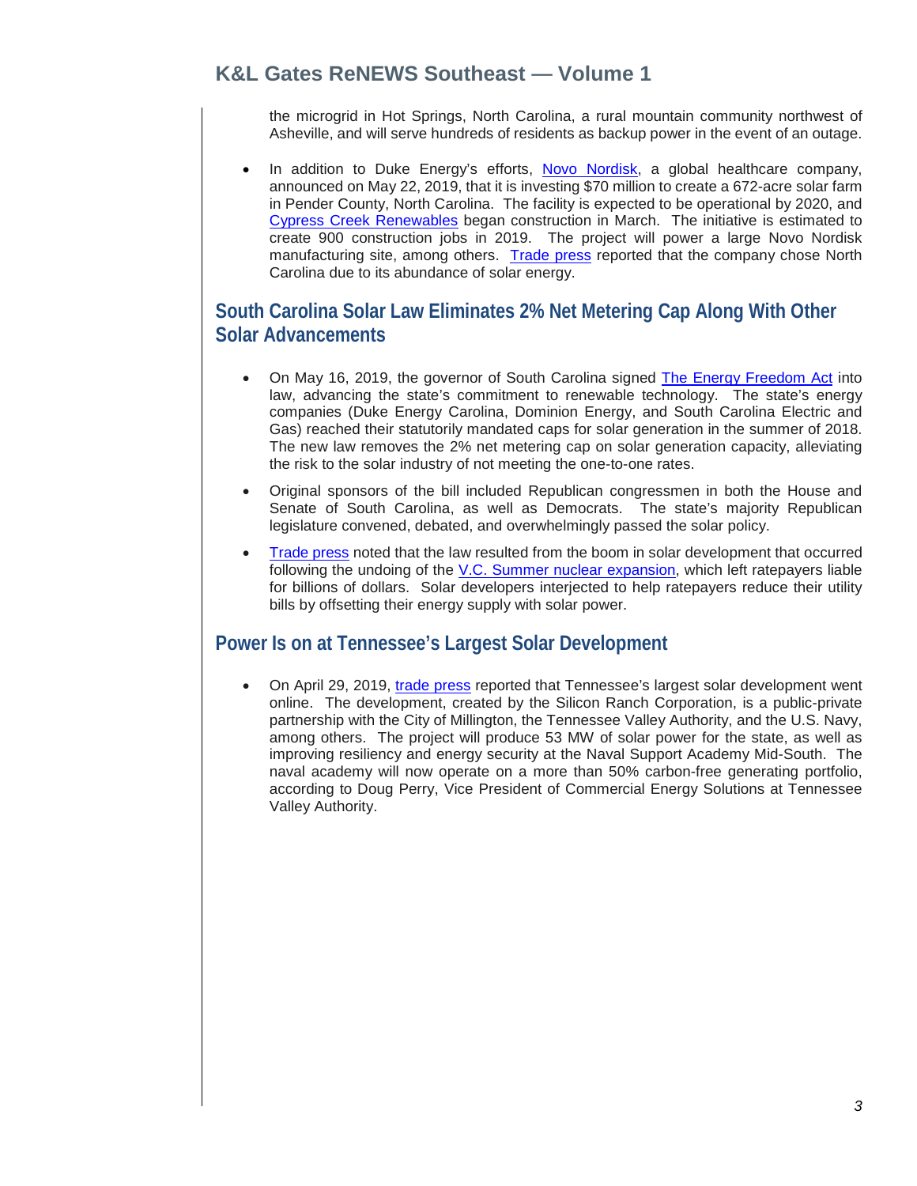the microgrid in Hot Springs, North Carolina, a rural mountain community northwest of Asheville, and will serve hundreds of residents as backup power in the event of an outage.

- In addition to Duke Energy's efforts, Novo Nordisk, a global healthcare company, announced on May 22, 2019, that it is investing $70 million to create a 672-acre solar farm in Pender County, North Carolina. The facility is expected to be operational by 2020, and Cypress Creek Renewables began construction in March. The initiative is estimated to create 900 construction jobs in 2019. The project will power a large Novo Nordisk manufacturing site, among others. Trade press reported that the company chose North Carolina due to its abundance of solar energy.

## South Carolina Solar Law Eliminates 2% Net Metering Cap Along With Other Solar Advancements

- On May 16, 2019, the governor of South Carolina signed The Energy Freedom Act into law, advancing the state's commitment to renewable technology. The state's energy companies (Duke Energy Carolina, Dominion Energy, and South Carolina Electric and Gas) reached their statutorily mandated caps for solar generation in the summer of 2018. The new law removes the 2% net metering cap on solar generation capacity, alleviating the risk to the solar industry of not meeting the one-to-one rates.
- Original sponsors of the bill included Republican congressmen in both the House and Senate of South Carolina, as well as Democrats. The state's majority Republican legislature convened, debated, and overwhelmingly passed the solar policy.
- Trade press noted that the law resulted from the boom in solar development that occurred following the undoing of the V.C. Summer nuclear expansion, which left ratepayers liable for billions of dollars. Solar developers interjected to help ratepayers reduce their utility bills by offsetting their energy supply with solar power.

## Power Is on at Tennessee's Largest Solar Development

- On April 29, 2019, trade press reported that Tennessee's largest solar development went online. The development, created by the Silicon Ranch Corporation, is a public-private partnership with the City of Millington, the Tennessee Valley Authority, and the U.S. Navy, among others. The project will produce 53 MW of solar power for the state, as well as improving resiliency and energy security at the Naval Support Academy Mid-South. The naval academy will now operate on a more than 50% carbon-free generating portfolio, according to Doug Perry, Vice President of Commercial Energy Solutions at Tennessee Valley Authority.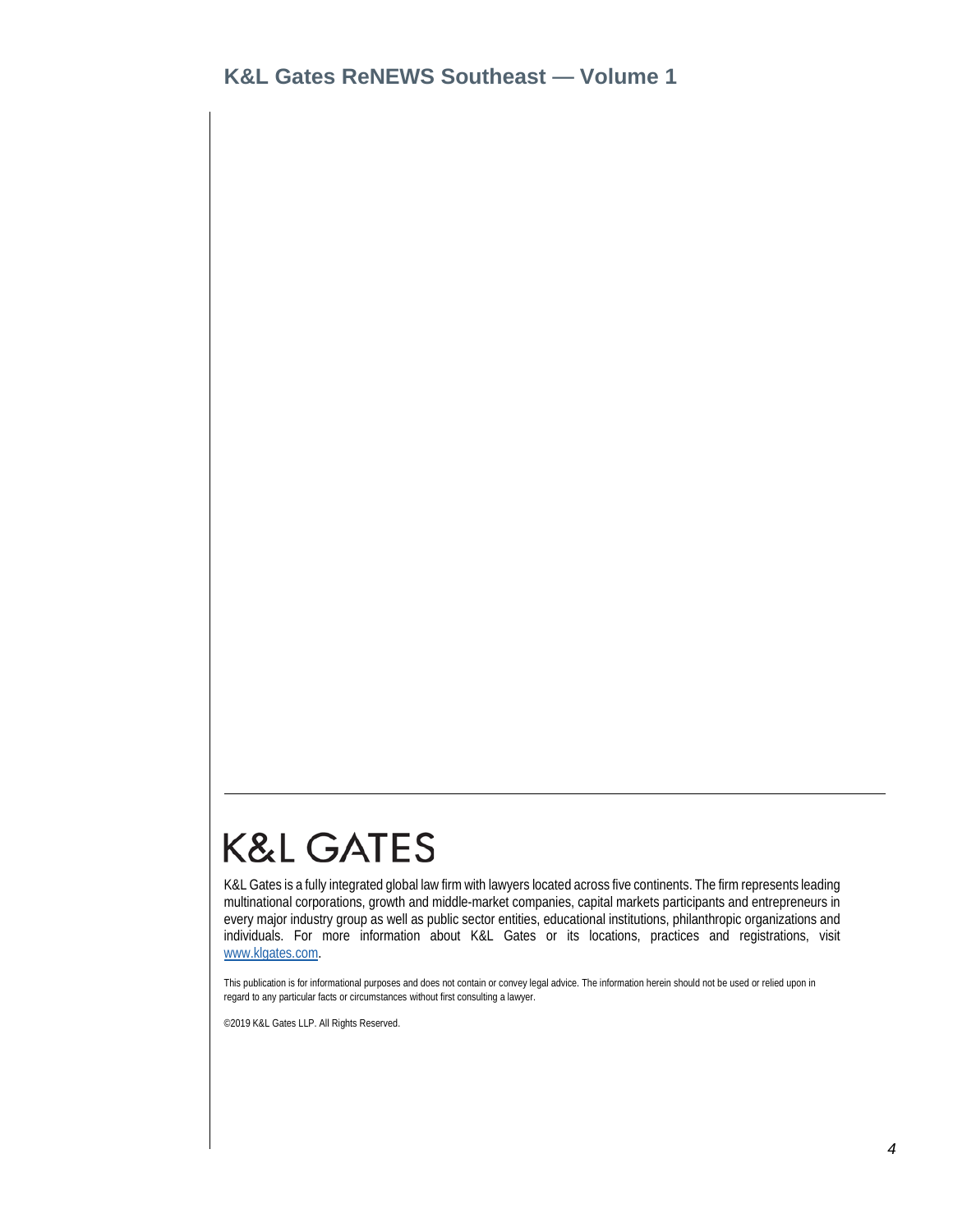K&L GATES

K&L Gates is a fully integrated global law firm with lawyers located across five continents. The firm represents leading multinational corporations, growth and middle-market companies, capital markets participants and entrepreneurs in every major industry group as well as public sector entities, educational institutions, philanthropic organizations and individuals. For more information about K&L Gates or its locations, practices and registrations, visit www.klgates.com.

This publication is for informational purposes and does not contain or convey legal advice. The information herein should not be used or relied upon in regard to any particular facts or circumstances without first consulting a lawyer.

©2019 K&L Gates LLP. All Rights Reserved.